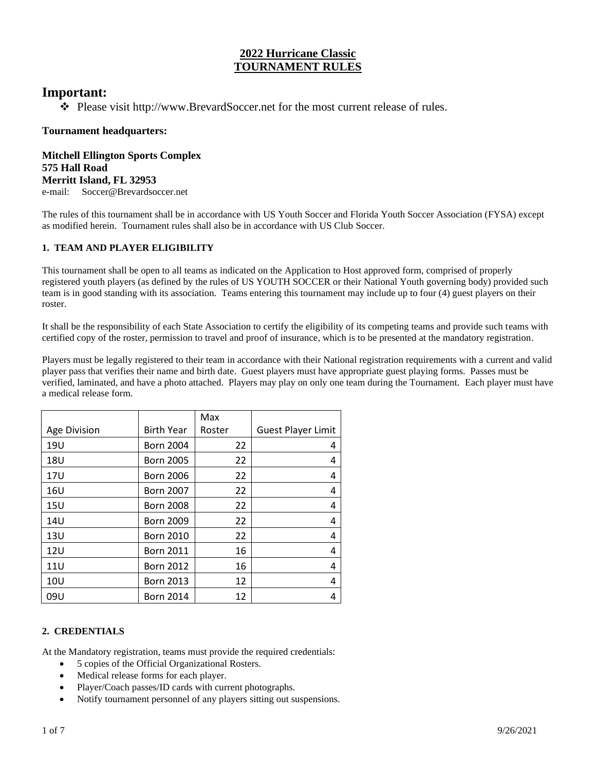# 2022 Hurricane Classic
# TOURNAMENT RULES

## Important:

- Please visit http://www.BrevardSoccer.net for the most current release of rules.

**Tournament headquarters:**

**Mitchell Ellington Sports Complex**
**575 Hall Road**
**Merritt Island, FL 32953**
e-mail: Soccer@Brevardsoccer.net

The rules of this tournament shall be in accordance with US Youth Soccer and Florida Youth Soccer Association (FYSA) except as modified herein. Tournament rules shall also be in accordance with US Club Soccer.

### 1. TEAM AND PLAYER ELIGIBILITY

This tournament shall be open to all teams as indicated on the Application to Host approved form, comprised of properly registered youth players (as defined by the rules of US YOUTH SOCCER or their National Youth governing body) provided such team is in good standing with its association. Teams entering this tournament may include up to four (4) guest players on their roster.

It shall be the responsibility of each State Association to certify the eligibility of its competing teams and provide such teams with certified copy of the roster, permission to travel and proof of insurance, which is to be presented at the mandatory registration.

Players must be legally registered to their team in accordance with their National registration requirements with a current and valid player pass that verifies their name and birth date. Guest players must have appropriate guest playing forms. Passes must be verified, laminated, and have a photo attached. Players may play on only one team during the Tournament. Each player must have a medical release form.

| Age Division | Birth Year | Max Roster | Guest Player Limit |
|---|---|---|---|
| 19U | Born 2004 | 22 | 4 |
| 18U | Born 2005 | 22 | 4 |
| 17U | Born 2006 | 22 | 4 |
| 16U | Born 2007 | 22 | 4 |
| 15U | Born 2008 | 22 | 4 |
| 14U | Born 2009 | 22 | 4 |
| 13U | Born 2010 | 22 | 4 |
| 12U | Born 2011 | 16 | 4 |
| 11U | Born 2012 | 16 | 4 |
| 10U | Born 2013 | 12 | 4 |
| 09U | Born 2014 | 12 | 4 |

### 2. CREDENTIALS

At the Mandatory registration, teams must provide the required credentials:

- 5 copies of the Official Organizational Rosters.
- Medical release forms for each player.
- Player/Coach passes/ID cards with current photographs.
- Notify tournament personnel of any players sitting out suspensions.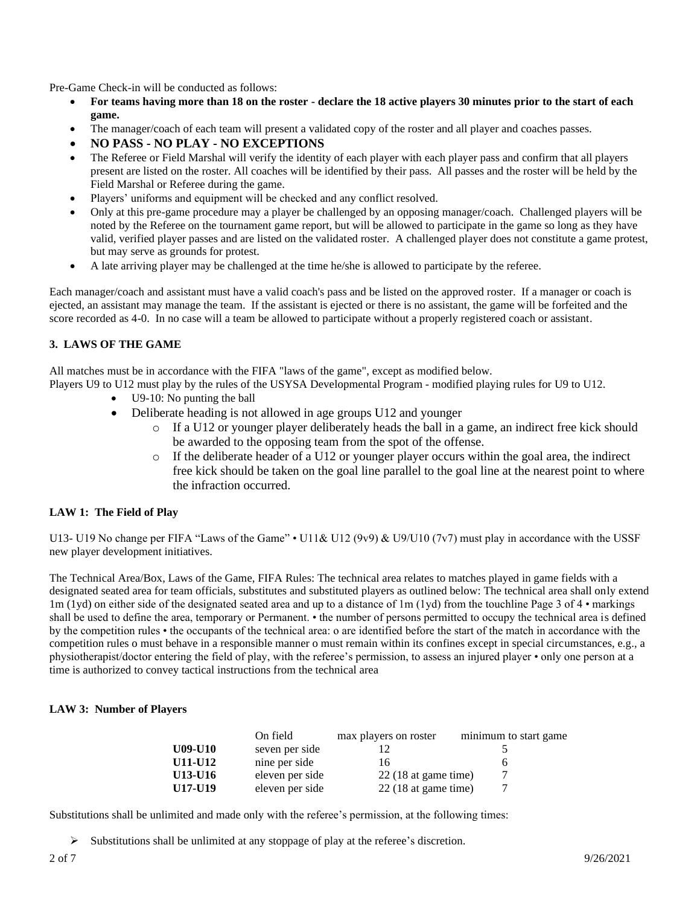Pre-Game Check-in will be conducted as follows:

- **For teams having more than 18 on the roster - declare the 18 active players 30 minutes prior to the start of each game.**
- The manager/coach of each team will present a validated copy of the roster and all player and coaches passes.
- **NO PASS - NO PLAY - NO EXCEPTIONS**
- The Referee or Field Marshal will verify the identity of each player with each player pass and confirm that all players present are listed on the roster. All coaches will be identified by their pass. All passes and the roster will be held by the Field Marshal or Referee during the game.
- Players' uniforms and equipment will be checked and any conflict resolved.
- Only at this pre-game procedure may a player be challenged by an opposing manager/coach. Challenged players will be noted by the Referee on the tournament game report, but will be allowed to participate in the game so long as they have valid, verified player passes and are listed on the validated roster. A challenged player does not constitute a game protest, but may serve as grounds for protest.
- A late arriving player may be challenged at the time he/she is allowed to participate by the referee.

Each manager/coach and assistant must have a valid coach's pass and be listed on the approved roster. If a manager or coach is ejected, an assistant may manage the team. If the assistant is ejected or there is no assistant, the game will be forfeited and the score recorded as 4-0. In no case will a team be allowed to participate without a properly registered coach or assistant.

### 3. LAWS OF THE GAME

All matches must be in accordance with the FIFA "laws of the game", except as modified below.
Players U9 to U12 must play by the rules of the USYSA Developmental Program - modified playing rules for U9 to U12.

- U9-10: No punting the ball
- Deliberate heading is not allowed in age groups U12 and younger
  - If a U12 or younger player deliberately heads the ball in a game, an indirect free kick should be awarded to the opposing team from the spot of the offense.
  - If the deliberate header of a U12 or younger player occurs within the goal area, the indirect free kick should be taken on the goal line parallel to the goal line at the nearest point to where the infraction occurred.

#### LAW 1: The Field of Play

U13- U19 No change per FIFA "Laws of the Game" • U11& U12 (9v9) & U9/U10 (7v7) must play in accordance with the USSF new player development initiatives.

The Technical Area/Box, Laws of the Game, FIFA Rules: The technical area relates to matches played in game fields with a designated seated area for team officials, substitutes and substituted players as outlined below: The technical area shall only extend 1m (1yd) on either side of the designated seated area and up to a distance of 1m (1yd) from the touchline Page 3 of 4 • markings shall be used to define the area, temporary or Permanent. • the number of persons permitted to occupy the technical area is defined by the competition rules • the occupants of the technical area: o are identified before the start of the match in accordance with the competition rules o must behave in a responsible manner o must remain within its confines except in special circumstances, e.g., a physiotherapist/doctor entering the field of play, with the referee's permission, to assess an injured player • only one person at a time is authorized to convey tactical instructions from the technical area

#### LAW 3: Number of Players

| | On field | max players on roster | minimum to start game |
|---|---|---|---|
| **U09-U10** | seven per side | 12 | 5 |
| **U11-U12** | nine per side | 16 | 6 |
| **U13-U16** | eleven per side | 22 (18 at game time) | 7 |
| **U17-U19** | eleven per side | 22 (18 at game time) | 7 |

Substitutions shall be unlimited and made only with the referee's permission, at the following times:

- Substitutions shall be unlimited at any stoppage of play at the referee's discretion.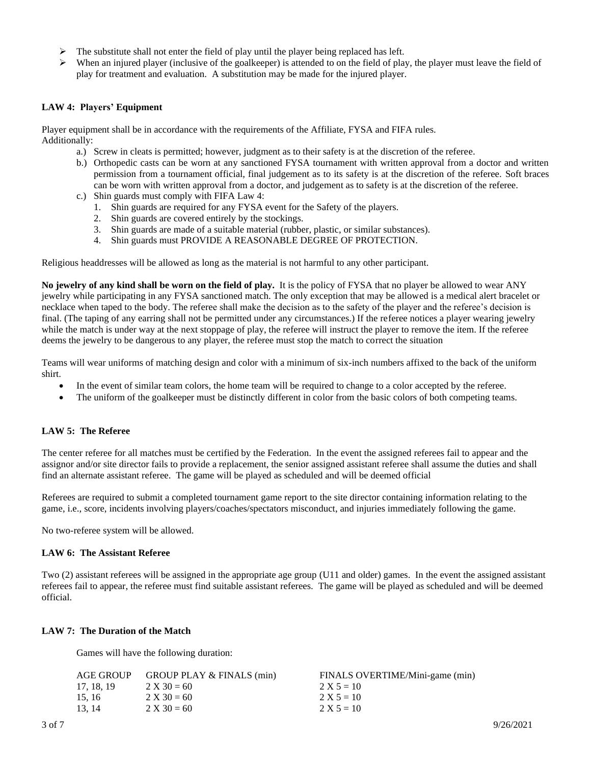- The substitute shall not enter the field of play until the player being replaced has left.
- When an injured player (inclusive of the goalkeeper) is attended to on the field of play, the player must leave the field of play for treatment and evaluation. A substitution may be made for the injured player.

**LAW 4: Players' Equipment**

Player equipment shall be in accordance with the requirements of the Affiliate, FYSA and FIFA rules.
Additionally:

a.) Screw in cleats is permitted; however, judgment as to their safety is at the discretion of the referee.

b.) Orthopedic casts can be worn at any sanctioned FYSA tournament with written approval from a doctor and written permission from a tournament official, final judgement as to its safety is at the discretion of the referee. Soft braces can be worn with written approval from a doctor, and judgement as to safety is at the discretion of the referee.

c.) Shin guards must comply with FIFA Law 4:
1. Shin guards are required for any FYSA event for the Safety of the players.
2. Shin guards are covered entirely by the stockings.
3. Shin guards are made of a suitable material (rubber, plastic, or similar substances).
4. Shin guards must PROVIDE A REASONABLE DEGREE OF PROTECTION.

Religious headdresses will be allowed as long as the material is not harmful to any other participant.

**No jewelry of any kind shall be worn on the field of play.** It is the policy of FYSA that no player be allowed to wear ANY jewelry while participating in any FYSA sanctioned match. The only exception that may be allowed is a medical alert bracelet or necklace when taped to the body. The referee shall make the decision as to the safety of the player and the referee's decision is final. (The taping of any earring shall not be permitted under any circumstances.) If the referee notices a player wearing jewelry while the match is under way at the next stoppage of play, the referee will instruct the player to remove the item. If the referee deems the jewelry to be dangerous to any player, the referee must stop the match to correct the situation

Teams will wear uniforms of matching design and color with a minimum of six-inch numbers affixed to the back of the uniform shirt.

- In the event of similar team colors, the home team will be required to change to a color accepted by the referee.
- The uniform of the goalkeeper must be distinctly different in color from the basic colors of both competing teams.

**LAW 5: The Referee**

The center referee for all matches must be certified by the Federation. In the event the assigned referees fail to appear and the assignor and/or site director fails to provide a replacement, the senior assigned assistant referee shall assume the duties and shall find an alternate assistant referee. The game will be played as scheduled and will be deemed official

Referees are required to submit a completed tournament game report to the site director containing information relating to the game, i.e., score, incidents involving players/coaches/spectators misconduct, and injuries immediately following the game.

No two-referee system will be allowed.

**LAW 6: The Assistant Referee**

Two (2) assistant referees will be assigned in the appropriate age group (U11 and older) games. In the event the assigned assistant referees fail to appear, the referee must find suitable assistant referees. The game will be played as scheduled and will be deemed official.

**LAW 7: The Duration of the Match**

Games will have the following duration:

| AGE GROUP | GROUP PLAY & FINALS (min) | FINALS OVERTIME/Mini-game (min) |
| --- | --- | --- |
| 17, 18, 19 | 2 X 30 = 60 | 2 X 5 = 10 |
| 15, 16 | 2 X 30 = 60 | 2 X 5 = 10 |
| 13, 14 | 2 X 30 = 60 | 2 X 5 = 10 |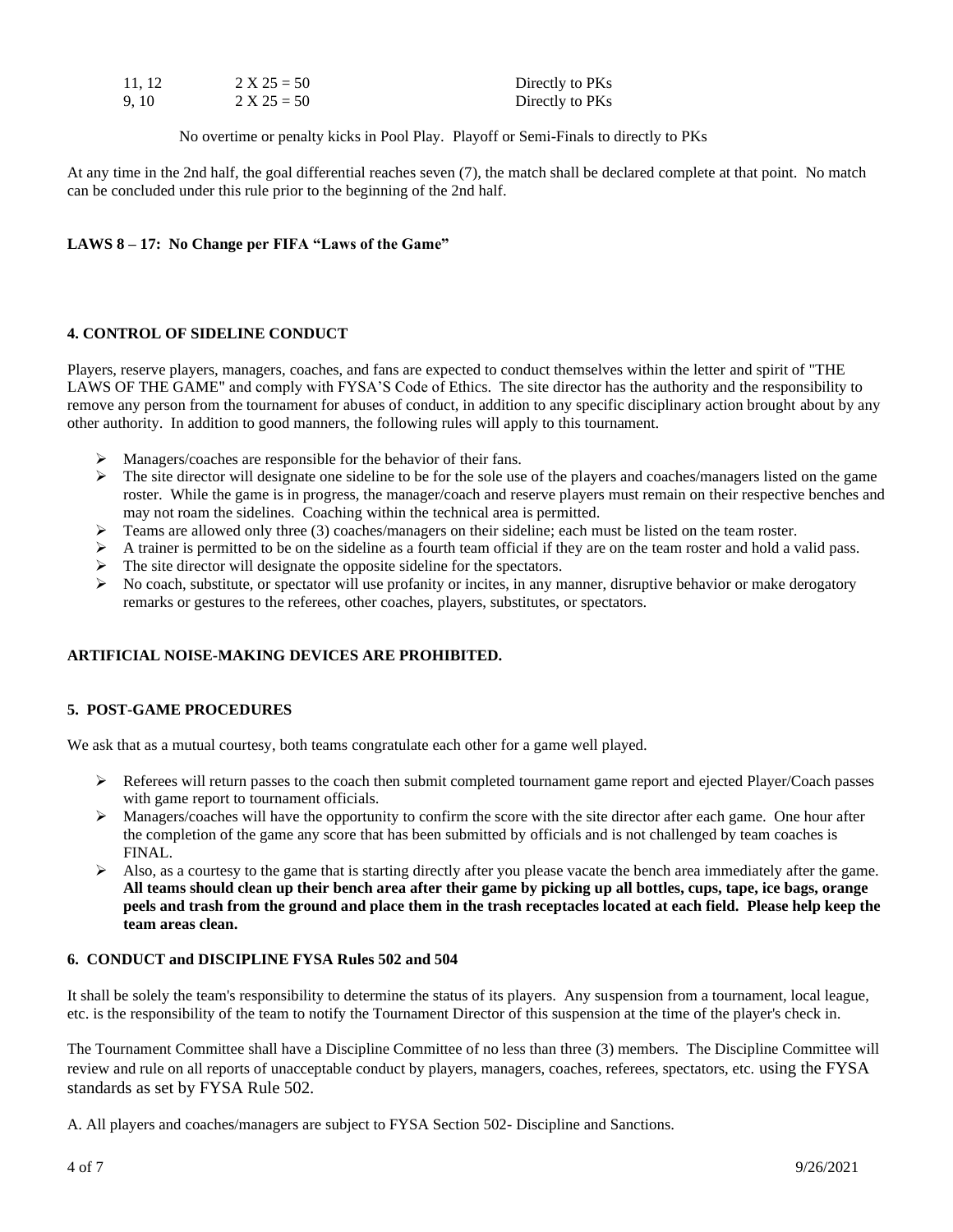| | | |
|---|---|---|
| 11, 12 | 2 X 25 = 50 | Directly to PKs |
| 9, 10 | 2 X 25 = 50 | Directly to PKs |

No overtime or penalty kicks in Pool Play. Playoff or Semi-Finals to directly to PKs

At any time in the 2nd half, the goal differential reaches seven (7), the match shall be declared complete at that point. No match can be concluded under this rule prior to the beginning of the 2nd half.

**LAWS 8 – 17: No Change per FIFA "Laws of the Game"**

### 4. CONTROL OF SIDELINE CONDUCT

Players, reserve players, managers, coaches, and fans are expected to conduct themselves within the letter and spirit of "THE LAWS OF THE GAME" and comply with FYSA'S Code of Ethics. The site director has the authority and the responsibility to remove any person from the tournament for abuses of conduct, in addition to any specific disciplinary action brought about by any other authority. In addition to good manners, the following rules will apply to this tournament.

- Managers/coaches are responsible for the behavior of their fans.
- The site director will designate one sideline to be for the sole use of the players and coaches/managers listed on the game roster. While the game is in progress, the manager/coach and reserve players must remain on their respective benches and may not roam the sidelines. Coaching within the technical area is permitted.
- Teams are allowed only three (3) coaches/managers on their sideline; each must be listed on the team roster.
- A trainer is permitted to be on the sideline as a fourth team official if they are on the team roster and hold a valid pass.
- The site director will designate the opposite sideline for the spectators.
- No coach, substitute, or spectator will use profanity or incites, in any manner, disruptive behavior or make derogatory remarks or gestures to the referees, other coaches, players, substitutes, or spectators.

**ARTIFICIAL NOISE-MAKING DEVICES ARE PROHIBITED.**

### 5. POST-GAME PROCEDURES

We ask that as a mutual courtesy, both teams congratulate each other for a game well played.

- Referees will return passes to the coach then submit completed tournament game report and ejected Player/Coach passes with game report to tournament officials.
- Managers/coaches will have the opportunity to confirm the score with the site director after each game. One hour after the completion of the game any score that has been submitted by officials and is not challenged by team coaches is FINAL.
- Also, as a courtesy to the game that is starting directly after you please vacate the bench area immediately after the game. **All teams should clean up their bench area after their game by picking up all bottles, cups, tape, ice bags, orange peels and trash from the ground and place them in the trash receptacles located at each field. Please help keep the team areas clean.**

### 6. CONDUCT and DISCIPLINE FYSA Rules 502 and 504

It shall be solely the team's responsibility to determine the status of its players. Any suspension from a tournament, local league, etc. is the responsibility of the team to notify the Tournament Director of this suspension at the time of the player's check in.

The Tournament Committee shall have a Discipline Committee of no less than three (3) members. The Discipline Committee will review and rule on all reports of unacceptable conduct by players, managers, coaches, referees, spectators, etc. using the FYSA standards as set by FYSA Rule 502.

A. All players and coaches/managers are subject to FYSA Section 502- Discipline and Sanctions.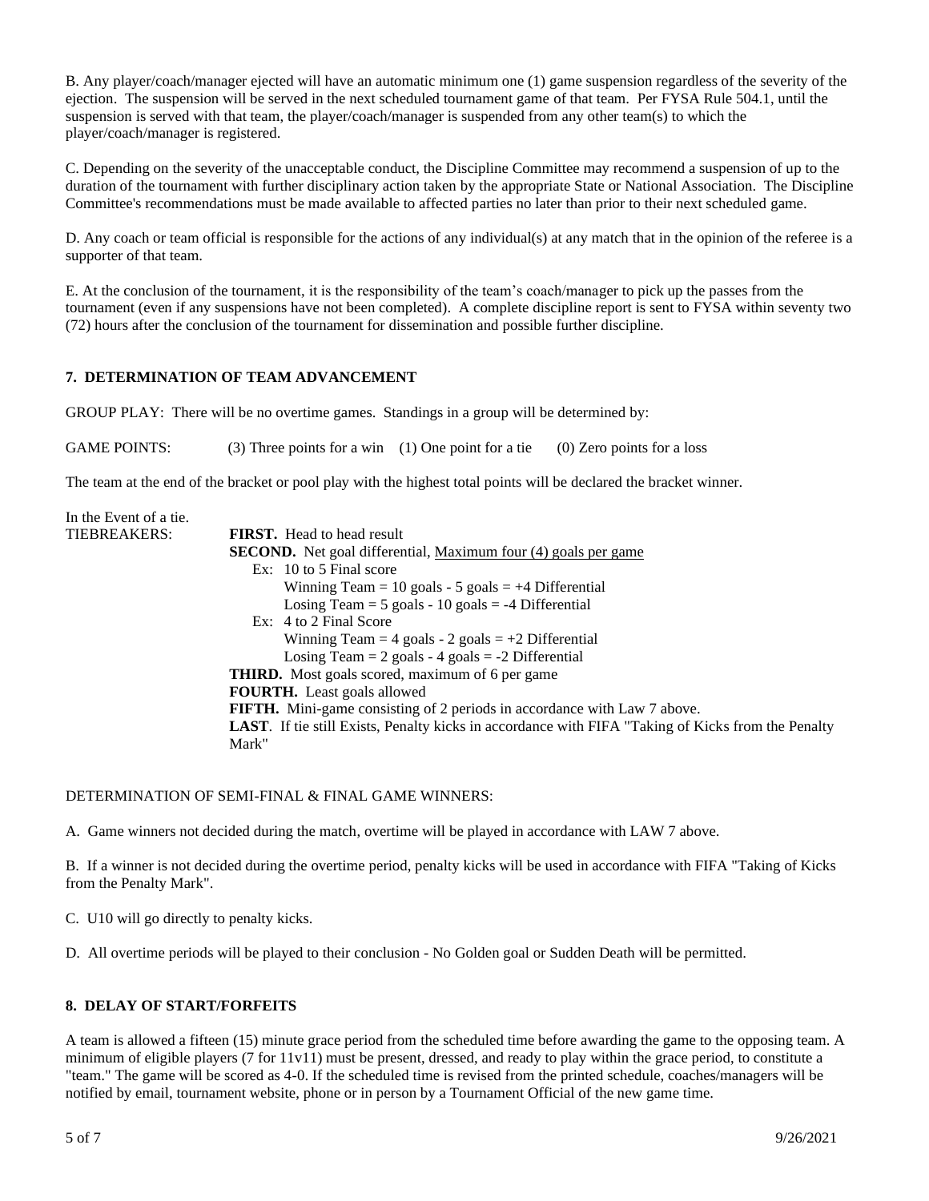B. Any player/coach/manager ejected will have an automatic minimum one (1) game suspension regardless of the severity of the ejection. The suspension will be served in the next scheduled tournament game of that team. Per FYSA Rule 504.1, until the suspension is served with that team, the player/coach/manager is suspended from any other team(s) to which the player/coach/manager is registered.

C. Depending on the severity of the unacceptable conduct, the Discipline Committee may recommend a suspension of up to the duration of the tournament with further disciplinary action taken by the appropriate State or National Association. The Discipline Committee's recommendations must be made available to affected parties no later than prior to their next scheduled game.

D. Any coach or team official is responsible for the actions of any individual(s) at any match that in the opinion of the referee is a supporter of that team.

E. At the conclusion of the tournament, it is the responsibility of the team's coach/manager to pick up the passes from the tournament (even if any suspensions have not been completed). A complete discipline report is sent to FYSA within seventy two (72) hours after the conclusion of the tournament for dissemination and possible further discipline.

## 7. DETERMINATION OF TEAM ADVANCEMENT

GROUP PLAY: There will be no overtime games. Standings in a group will be determined by:

GAME POINTS: (3) Three points for a win (1) One point for a tie (0) Zero points for a loss

The team at the end of the bracket or pool play with the highest total points will be declared the bracket winner.

In the Event of a tie.
TIEBREAKERS:

- **FIRST.** Head to head result
- **SECOND.** Net goal differential, <u>Maximum four (4) goals per game</u>
  - Ex: 10 to 5 Final score
    - Winning Team = 10 goals - 5 goals = +4 Differential
    - Losing Team = 5 goals - 10 goals = -4 Differential
  - Ex: 4 to 2 Final Score
    - Winning Team = 4 goals - 2 goals = +2 Differential
    - Losing Team = 2 goals - 4 goals = -2 Differential
- **THIRD.** Most goals scored, maximum of 6 per game
- **FOURTH.** Least goals allowed
- **FIFTH.** Mini-game consisting of 2 periods in accordance with Law 7 above.
- **LAST**. If tie still Exists, Penalty kicks in accordance with FIFA "Taking of Kicks from the Penalty Mark"

DETERMINATION OF SEMI-FINAL & FINAL GAME WINNERS:

A. Game winners not decided during the match, overtime will be played in accordance with LAW 7 above.

B. If a winner is not decided during the overtime period, penalty kicks will be used in accordance with FIFA "Taking of Kicks from the Penalty Mark".

C. U10 will go directly to penalty kicks.

D. All overtime periods will be played to their conclusion - No Golden goal or Sudden Death will be permitted.

## 8. DELAY OF START/FORFEITS

A team is allowed a fifteen (15) minute grace period from the scheduled time before awarding the game to the opposing team. A minimum of eligible players (7 for 11v11) must be present, dressed, and ready to play within the grace period, to constitute a "team." The game will be scored as 4-0. If the scheduled time is revised from the printed schedule, coaches/managers will be notified by email, tournament website, phone or in person by a Tournament Official of the new game time.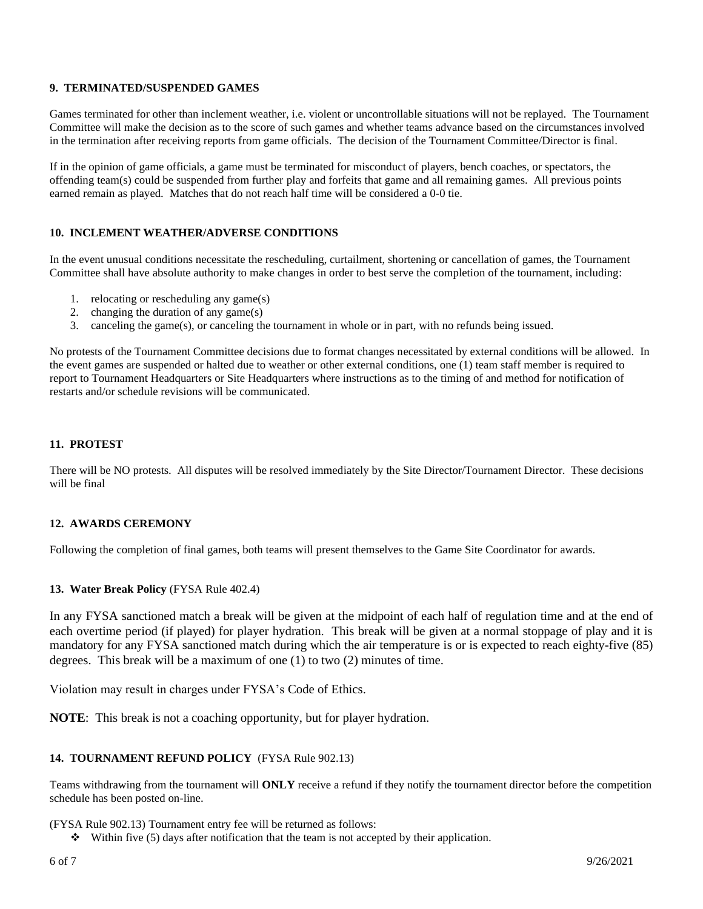### 9. TERMINATED/SUSPENDED GAMES

Games terminated for other than inclement weather, i.e. violent or uncontrollable situations will not be replayed. The Tournament Committee will make the decision as to the score of such games and whether teams advance based on the circumstances involved in the termination after receiving reports from game officials. The decision of the Tournament Committee/Director is final.

If in the opinion of game officials, a game must be terminated for misconduct of players, bench coaches, or spectators, the offending team(s) could be suspended from further play and forfeits that game and all remaining games. All previous points earned remain as played. Matches that do not reach half time will be considered a 0-0 tie.

### 10. INCLEMENT WEATHER/ADVERSE CONDITIONS

In the event unusual conditions necessitate the rescheduling, curtailment, shortening or cancellation of games, the Tournament Committee shall have absolute authority to make changes in order to best serve the completion of the tournament, including:

1. relocating or rescheduling any game(s)
2. changing the duration of any game(s)
3. canceling the game(s), or canceling the tournament in whole or in part, with no refunds being issued.

No protests of the Tournament Committee decisions due to format changes necessitated by external conditions will be allowed. In the event games are suspended or halted due to weather or other external conditions, one (1) team staff member is required to report to Tournament Headquarters or Site Headquarters where instructions as to the timing of and method for notification of restarts and/or schedule revisions will be communicated.

### 11. PROTEST

There will be NO protests. All disputes will be resolved immediately by the Site Director/Tournament Director. These decisions will be final

### 12. AWARDS CEREMONY

Following the completion of final games, both teams will present themselves to the Game Site Coordinator for awards.

### 13. Water Break Policy (FYSA Rule 402.4)

In any FYSA sanctioned match a break will be given at the midpoint of each half of regulation time and at the end of each overtime period (if played) for player hydration. This break will be given at a normal stoppage of play and it is mandatory for any FYSA sanctioned match during which the air temperature is or is expected to reach eighty-five (85) degrees. This break will be a maximum of one (1) to two (2) minutes of time.

Violation may result in charges under FYSA's Code of Ethics.

**NOTE**: This break is not a coaching opportunity, but for player hydration.

### 14. TOURNAMENT REFUND POLICY (FYSA Rule 902.13)

Teams withdrawing from the tournament will **ONLY** receive a refund if they notify the tournament director before the competition schedule has been posted on-line.

(FYSA Rule 902.13) Tournament entry fee will be returned as follows:

- Within five (5) days after notification that the team is not accepted by their application.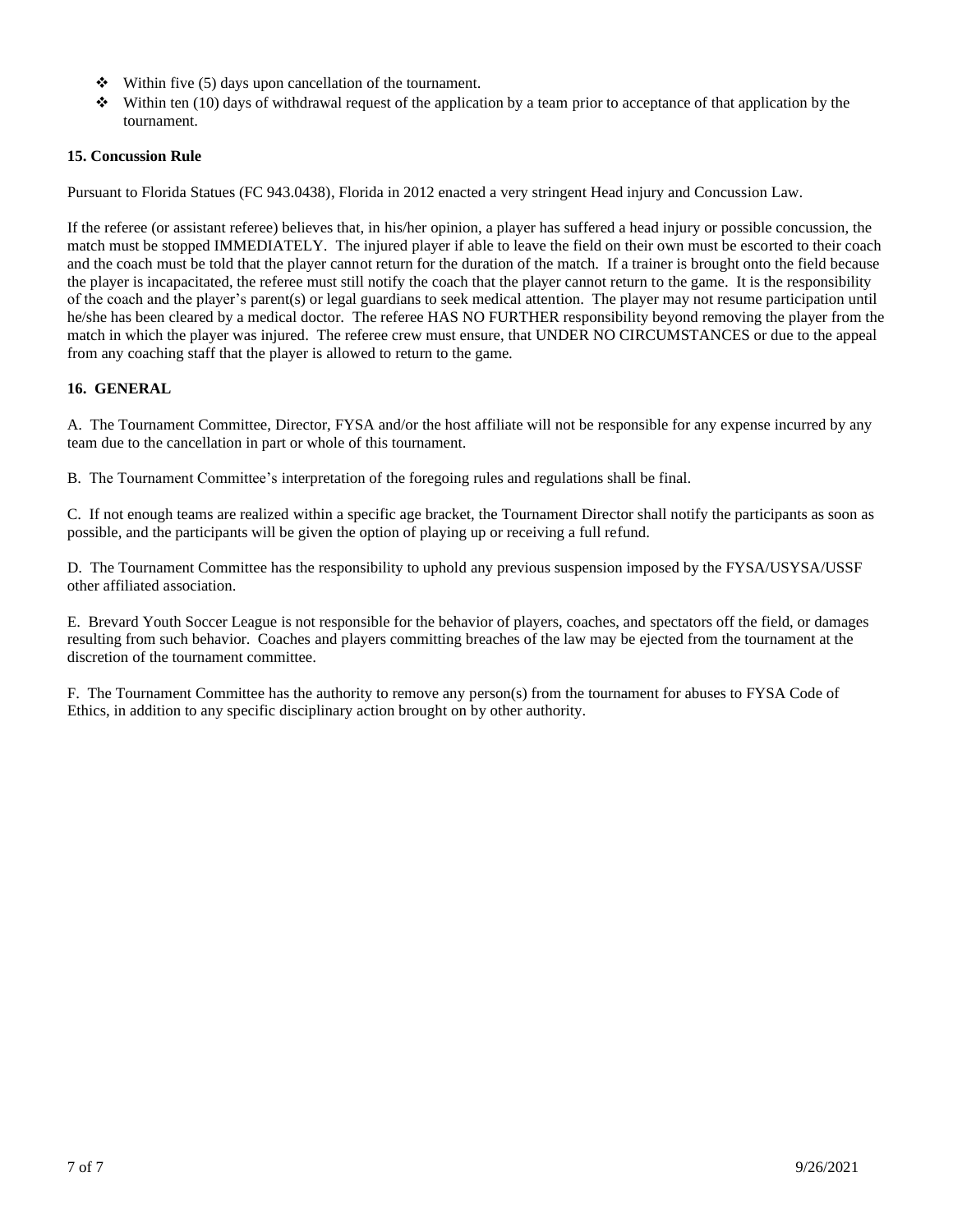- Within five (5) days upon cancellation of the tournament.
- Within ten (10) days of withdrawal request of the application by a team prior to acceptance of that application by the tournament.

**15. Concussion Rule**

Pursuant to Florida Statues (FC 943.0438), Florida in 2012 enacted a very stringent Head injury and Concussion Law.

If the referee (or assistant referee) believes that, in his/her opinion, a player has suffered a head injury or possible concussion, the match must be stopped IMMEDIATELY. The injured player if able to leave the field on their own must be escorted to their coach and the coach must be told that the player cannot return for the duration of the match. If a trainer is brought onto the field because the player is incapacitated, the referee must still notify the coach that the player cannot return to the game. It is the responsibility of the coach and the player's parent(s) or legal guardians to seek medical attention. The player may not resume participation until he/she has been cleared by a medical doctor. The referee HAS NO FURTHER responsibility beyond removing the player from the match in which the player was injured. The referee crew must ensure, that UNDER NO CIRCUMSTANCES or due to the appeal from any coaching staff that the player is allowed to return to the game.

**16. GENERAL**

A. The Tournament Committee, Director, FYSA and/or the host affiliate will not be responsible for any expense incurred by any team due to the cancellation in part or whole of this tournament.

B. The Tournament Committee's interpretation of the foregoing rules and regulations shall be final.

C. If not enough teams are realized within a specific age bracket, the Tournament Director shall notify the participants as soon as possible, and the participants will be given the option of playing up or receiving a full refund.

D. The Tournament Committee has the responsibility to uphold any previous suspension imposed by the FYSA/USYSA/USSF other affiliated association.

E. Brevard Youth Soccer League is not responsible for the behavior of players, coaches, and spectators off the field, or damages resulting from such behavior. Coaches and players committing breaches of the law may be ejected from the tournament at the discretion of the tournament committee.

F. The Tournament Committee has the authority to remove any person(s) from the tournament for abuses to FYSA Code of Ethics, in addition to any specific disciplinary action brought on by other authority.